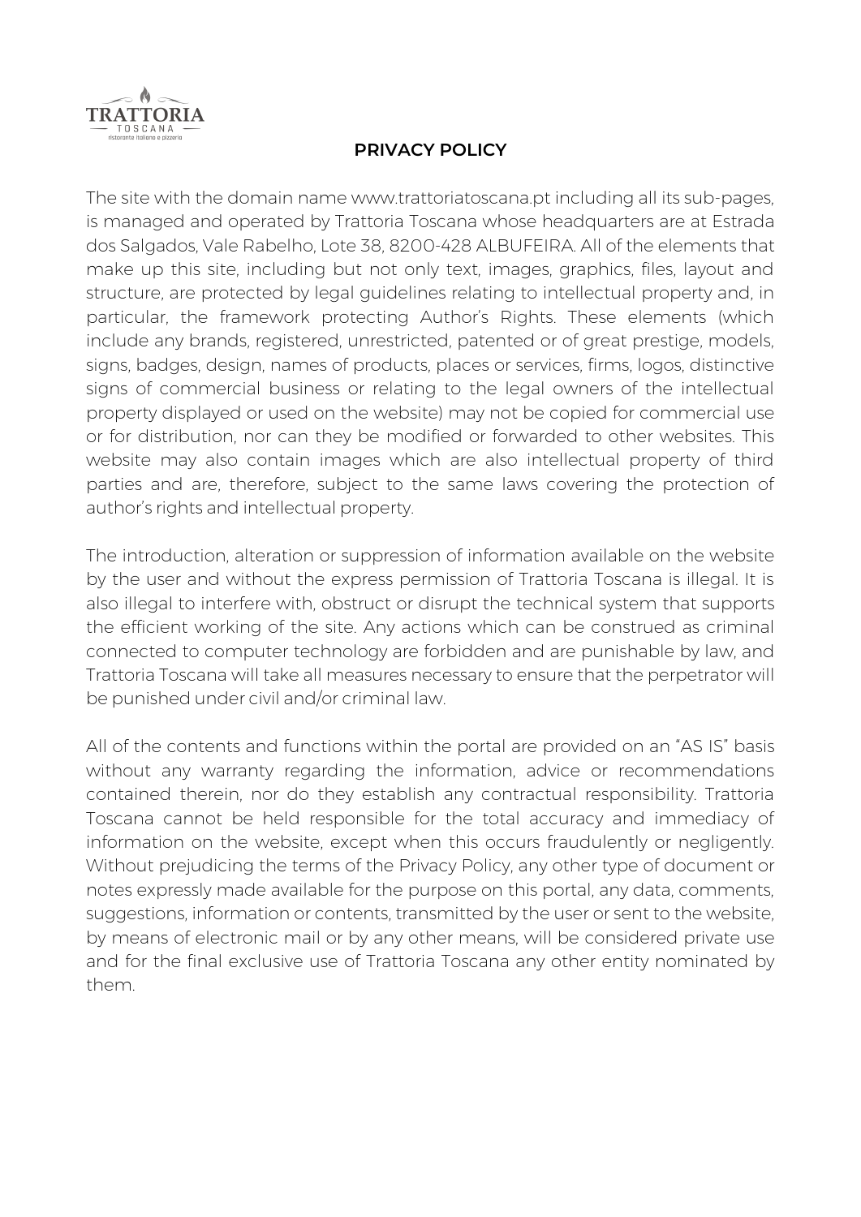TRATTORIA

TOSCANA

ristorante italiano e pizzeria

# PRIVACY POLICY

The site with the domain name www.trattoriatoscana.pt including all its sub-pages, is managed and operated by Trattoria Toscana whose headquarters are at Estrada dos Salgados, Vale Rabelho, Lote 38, 8200-428 ALBUFEIRA. All of the elements that make up this site, including but not only text, images, graphics, files, layout and structure, are protected by legal guidelines relating to intellectual property and, in particular, the framework protecting Author's Rights. These elements (which include any brands, registered, unrestricted, patented or of great prestige, models, signs, badges, design, names of products, places or services, firms, logos, distinctive signs of commercial business or relating to the legal owners of the intellectual property displayed or used on the website) may not be copied for commercial use or for distribution, nor can they be modified or forwarded to other websites. This website may also contain images which are also intellectual property of third parties and are, therefore, subject to the same laws covering the protection of author's rights and intellectual property.

The introduction, alteration or suppression of information available on the website by the user and without the express permission of Trattoria Toscana is illegal. It is also illegal to interfere with, obstruct or disrupt the technical system that supports the efficient working of the site. Any actions which can be construed as criminal connected to computer technology are forbidden and are punishable by law, and Trattoria Toscana will take all measures necessary to ensure that the perpetrator will be punished under civil and/or criminal law.

All of the contents and functions within the portal are provided on an "AS IS" basis without any warranty regarding the information, advice or recommendations contained therein, nor do they establish any contractual responsibility. Trattoria Toscana cannot be held responsible for the total accuracy and immediacy of information on the website, except when this occurs fraudulently or negligently. Without prejudicing the terms of the Privacy Policy, any other type of document or notes expressly made available for the purpose on this portal, any data, comments, suggestions, information or contents, transmitted by the user or sent to the website, by means of electronic mail or by any other means, will be considered private use and for the final exclusive use of Trattoria Toscana any other entity nominated by them.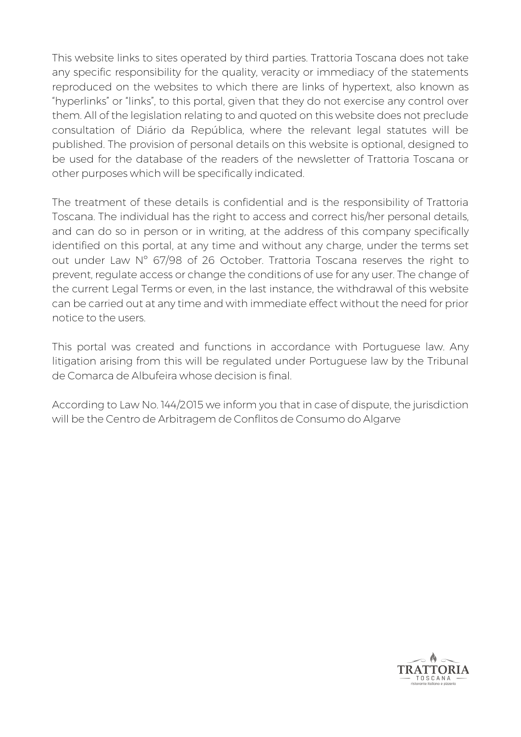This website links to sites operated by third parties. Trattoria Toscana does not take any specific responsibility for the quality, veracity or immediacy of the statements reproduced on the websites to which there are links of hypertext, also known as "hyperlinks" or "links", to this portal, given that they do not exercise any control over them. All of the legislation relating to and quoted on this website does not preclude consultation of Diário da República, where the relevant legal statutes will be published. The provision of personal details on this website is optional, designed to be used for the database of the readers of the newsletter of Trattoria Toscana or other purposes which will be specifically indicated.

The treatment of these details is confidential and is the responsibility of Trattoria Toscana. The individual has the right to access and correct his/her personal details, and can do so in person or in writing, at the address of this company specifically identified on this portal, at any time and without any charge, under the terms set out under Law N° 67/98 of 26 October. Trattoria Toscana reserves the right to prevent, regulate access or change the conditions of use for any user. The change of the current Legal Terms or even, in the last instance, the withdrawal of this website can be carried out at any time and with immediate effect without the need for prior notice to the users.

This portal was created and functions in accordance with Portuguese law. Any litigation arising from this will be regulated under Portuguese law by the Tribunal de Comarca de Albufeira whose decision is final.

According to Law No. 144/2015 we inform you that in case of dispute, the jurisdiction will be the Centro de Arbitragem de Conflitos de Consumo do Algarve

TRATTORIA
TOSCANA
ristorante italiano e pizzeria